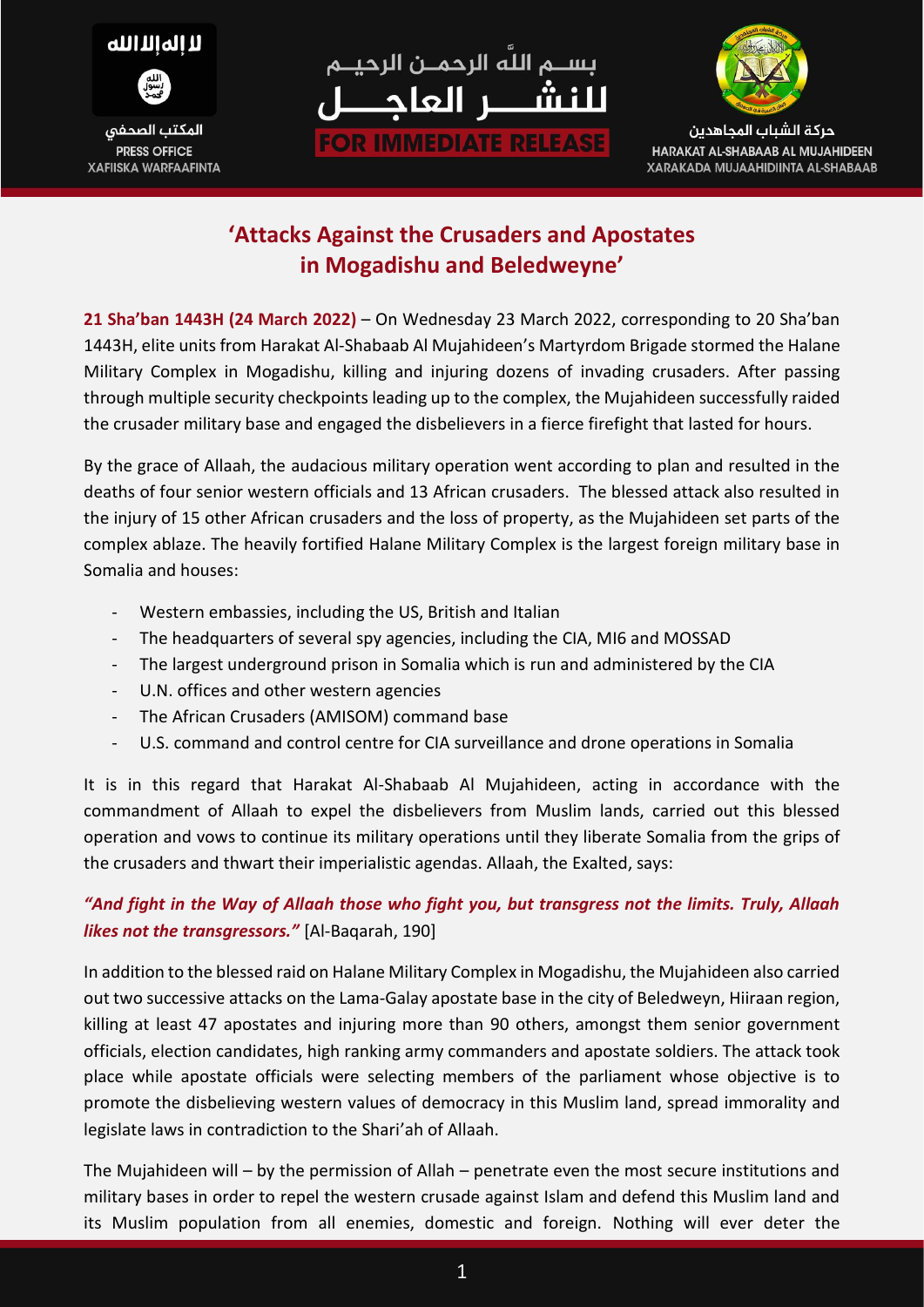لا إله إلا الله

المكتب الصحفي
PRESS OFFICE
XAFIISKA WARFAAFINTA

بسم الله الرحمن الرحيم

للنشر العاجل

FOR IMMEDIATE RELEASE

حركة الشباب المجاهدين
HARAKAT AL-SHABAAB AL MUJAHIDEEN
XARAKADA MUJAAHIDIINTA AL-SHABAAB

## 'Attacks Against the Crusaders and Apostates in Mogadishu and Beledweyne'

**21 Sha'ban 1443H (24 March 2022)** – On Wednesday 23 March 2022, corresponding to 20 Sha'ban 1443H, elite units from Harakat Al-Shabaab Al Mujahideen's Martyrdom Brigade stormed the Halane Military Complex in Mogadishu, killing and injuring dozens of invading crusaders. After passing through multiple security checkpoints leading up to the complex, the Mujahideen successfully raided the crusader military base and engaged the disbelievers in a fierce firefight that lasted for hours.

By the grace of Allaah, the audacious military operation went according to plan and resulted in the deaths of four senior western officials and 13 African crusaders. The blessed attack also resulted in the injury of 15 other African crusaders and the loss of property, as the Mujahideen set parts of the complex ablaze. The heavily fortified Halane Military Complex is the largest foreign military base in Somalia and houses:

- Western embassies, including the US, British and Italian
- The headquarters of several spy agencies, including the CIA, MI6 and MOSSAD
- The largest underground prison in Somalia which is run and administered by the CIA
- U.N. offices and other western agencies
- The African Crusaders (AMISOM) command base
- U.S. command and control centre for CIA surveillance and drone operations in Somalia

It is in this regard that Harakat Al-Shabaab Al Mujahideen, acting in accordance with the commandment of Allaah to expel the disbelievers from Muslim lands, carried out this blessed operation and vows to continue its military operations until they liberate Somalia from the grips of the crusaders and thwart their imperialistic agendas. Allaah, the Exalted, says:

***"And fight in the Way of Allaah those who fight you, but transgress not the limits. Truly, Allaah likes not the transgressors."*** [Al-Baqarah, 190]

In addition to the blessed raid on Halane Military Complex in Mogadishu, the Mujahideen also carried out two successive attacks on the Lama-Galay apostate base in the city of Beledweyn, Hiiraan region, killing at least 47 apostates and injuring more than 90 others, amongst them senior government officials, election candidates, high ranking army commanders and apostate soldiers. The attack took place while apostate officials were selecting members of the parliament whose objective is to promote the disbelieving western values of democracy in this Muslim land, spread immorality and legislate laws in contradiction to the Shari'ah of Allaah.

The Mujahideen will – by the permission of Allah – penetrate even the most secure institutions and military bases in order to repel the western crusade against Islam and defend this Muslim land and its Muslim population from all enemies, domestic and foreign. Nothing will ever deter the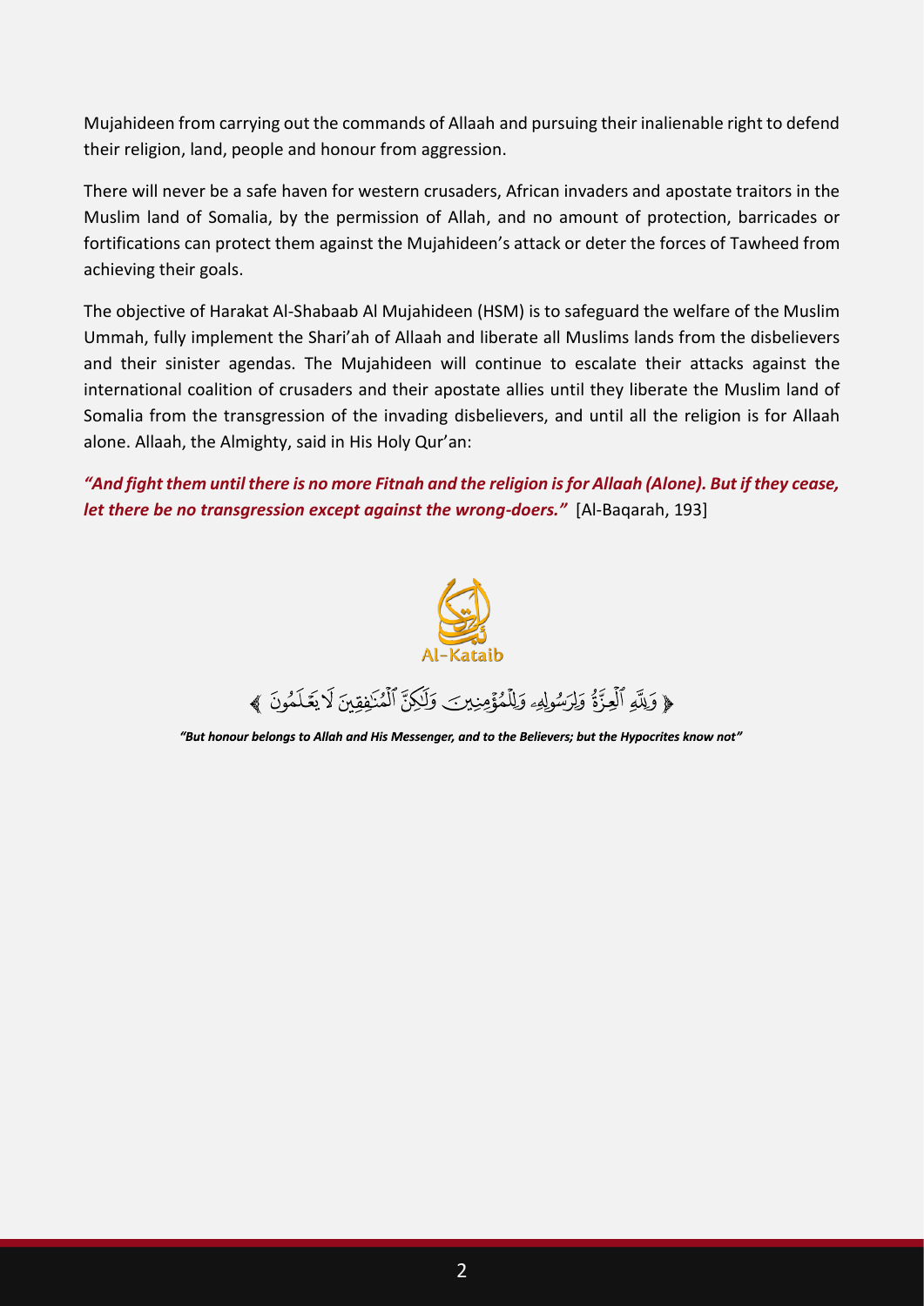Mujahideen from carrying out the commands of Allaah and pursuing their inalienable right to defend their religion, land, people and honour from aggression.

There will never be a safe haven for western crusaders, African invaders and apostate traitors in the Muslim land of Somalia, by the permission of Allah, and no amount of protection, barricades or fortifications can protect them against the Mujahideen's attack or deter the forces of Tawheed from achieving their goals.

The objective of Harakat Al-Shabaab Al Mujahideen (HSM) is to safeguard the welfare of the Muslim Ummah, fully implement the Shari'ah of Allaah and liberate all Muslims lands from the disbelievers and their sinister agendas. The Mujahideen will continue to escalate their attacks against the international coalition of crusaders and their apostate allies until they liberate the Muslim land of Somalia from the transgression of the invading disbelievers, and until all the religion is for Allaah alone. Allaah, the Almighty, said in His Holy Qur'an:

***"And fight them until there is no more Fitnah and the religion is for Allaah (Alone). But if they cease, let there be no transgression except against the wrong-doers."*** [Al-Baqarah, 193]

﴿ وَلِلَّهِ ٱلۡعِزَّةُ وَلِرَسُولِهِۦ وَلِلۡمُؤۡمِنِينَ وَلَٰكِنَّ ٱلۡمُنَٰفِقِينَ لَا يَعۡلَمُونَ ﴾

***"But honour belongs to Allah and His Messenger, and to the Believers; but the Hypocrites know not"***